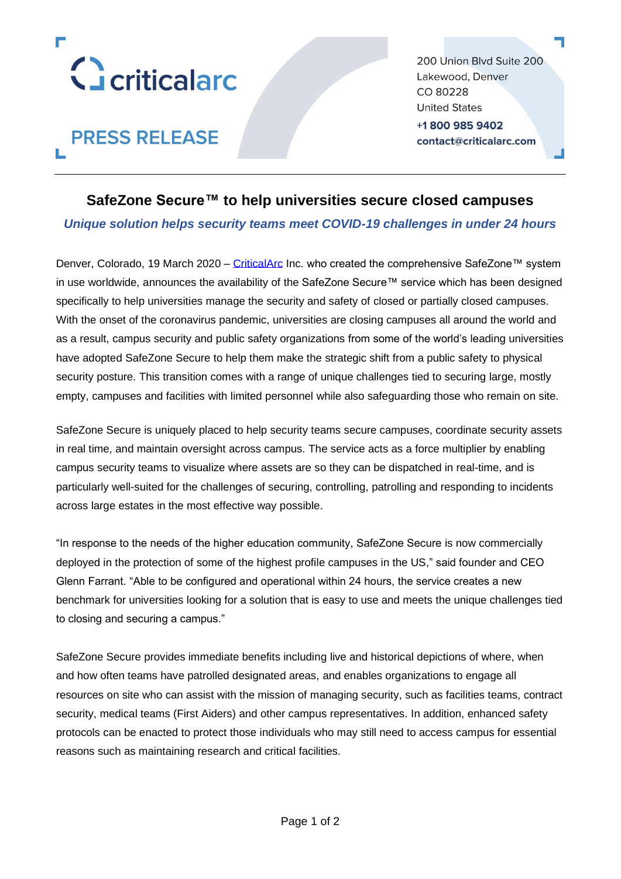criticalarc

**PRESS RELEASE**

200 Union Blvd Suite 200
Lakewood, Denver
CO 80228
United States
**+1 800 985 9402**
**contact@criticalarc.com**

---

# SafeZone Secure™ to help universities secure closed campuses

***Unique solution helps security teams meet COVID-19 challenges in under 24 hours***

Denver, Colorado, 19 March 2020 – CriticalArc Inc. who created the comprehensive SafeZone™ system in use worldwide, announces the availability of the SafeZone Secure™ service which has been designed specifically to help universities manage the security and safety of closed or partially closed campuses. With the onset of the coronavirus pandemic, universities are closing campuses all around the world and as a result, campus security and public safety organizations from some of the world's leading universities have adopted SafeZone Secure to help them make the strategic shift from a public safety to physical security posture. This transition comes with a range of unique challenges tied to securing large, mostly empty, campuses and facilities with limited personnel while also safeguarding those who remain on site.

SafeZone Secure is uniquely placed to help security teams secure campuses, coordinate security assets in real time, and maintain oversight across campus. The service acts as a force multiplier by enabling campus security teams to visualize where assets are so they can be dispatched in real-time, and is particularly well-suited for the challenges of securing, controlling, patrolling and responding to incidents across large estates in the most effective way possible.

"In response to the needs of the higher education community, SafeZone Secure is now commercially deployed in the protection of some of the highest profile campuses in the US," said founder and CEO Glenn Farrant. "Able to be configured and operational within 24 hours, the service creates a new benchmark for universities looking for a solution that is easy to use and meets the unique challenges tied to closing and securing a campus."

SafeZone Secure provides immediate benefits including live and historical depictions of where, when and how often teams have patrolled designated areas, and enables organizations to engage all resources on site who can assist with the mission of managing security, such as facilities teams, contract security, medical teams (First Aiders) and other campus representatives. In addition, enhanced safety protocols can be enacted to protect those individuals who may still need to access campus for essential reasons such as maintaining research and critical facilities.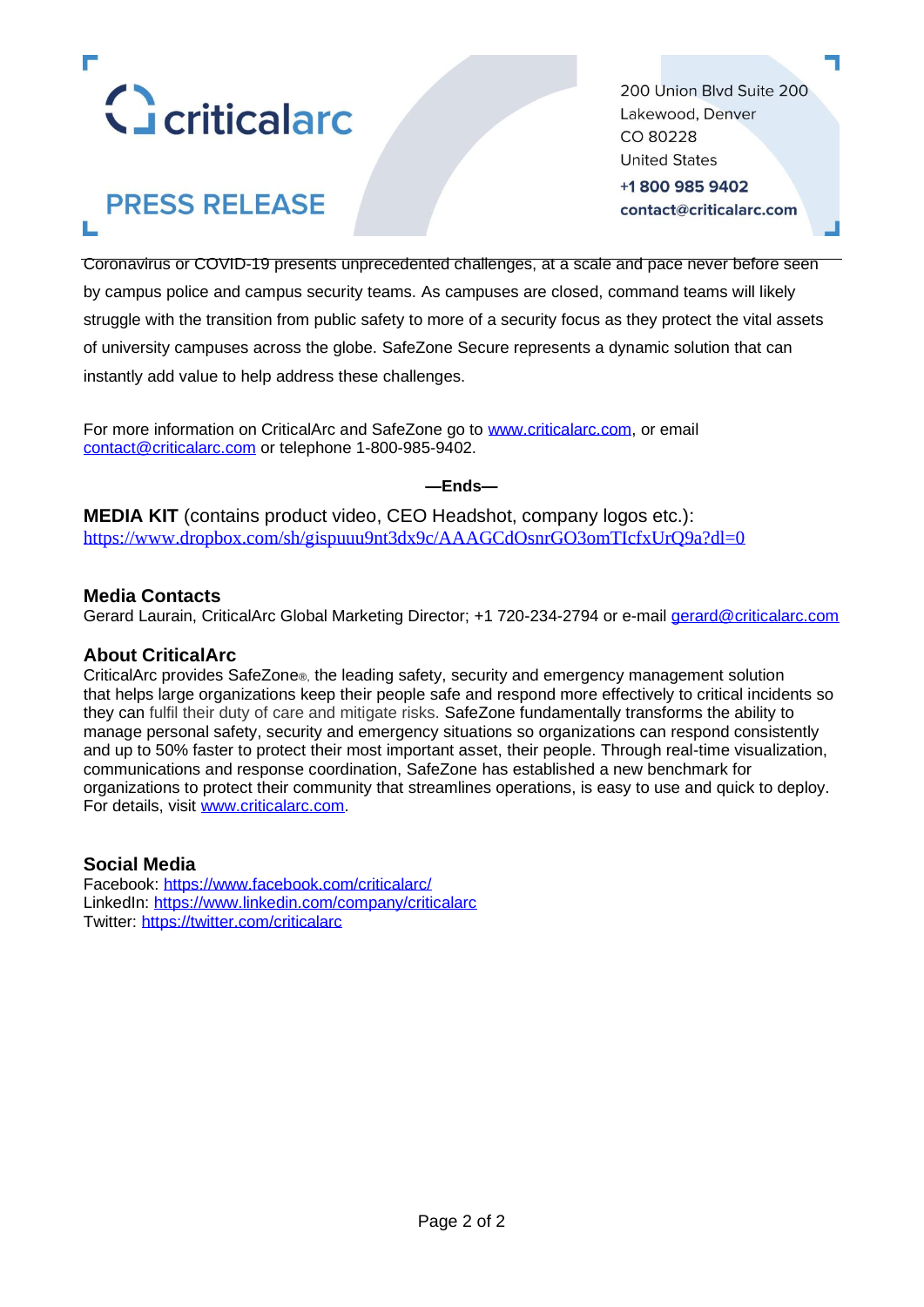criticalarc

**PRESS RELEASE**

200 Union Blvd Suite 200
Lakewood, Denver
CO 80228
United States

+1 800 985 9402
contact@criticalarc.com

Coronavirus or COVID-19 presents unprecedented challenges, at a scale and pace never before seen by campus police and campus security teams. As campuses are closed, command teams will likely struggle with the transition from public safety to more of a security focus as they protect the vital assets of university campuses across the globe. SafeZone Secure represents a dynamic solution that can instantly add value to help address these challenges.

For more information on CriticalArc and SafeZone go to www.criticalarc.com, or email contact@criticalarc.com or telephone 1-800-985-9402.

**—Ends—**

**MEDIA KIT** (contains product video, CEO Headshot, company logos etc.): https://www.dropbox.com/sh/gispuuu9nt3dx9c/AAAGCdOsnrGO3omTIcfxUrQ9a?dl=0

## Media Contacts

Gerard Laurain, CriticalArc Global Marketing Director; +1 720-234-2794 or e-mail gerard@criticalarc.com

## About CriticalArc

CriticalArc provides SafeZone®, the leading safety, security and emergency management solution that helps large organizations keep their people safe and respond more effectively to critical incidents so they can fulfil their duty of care and mitigate risks. SafeZone fundamentally transforms the ability to manage personal safety, security and emergency situations so organizations can respond consistently and up to 50% faster to protect their most important asset, their people. Through real-time visualization, communications and response coordination, SafeZone has established a new benchmark for organizations to protect their community that streamlines operations, is easy to use and quick to deploy. For details, visit www.criticalarc.com.

## Social Media

Facebook: https://www.facebook.com/criticalarc/
LinkedIn: https://www.linkedin.com/company/criticalarc
Twitter: https://twitter.com/criticalarc